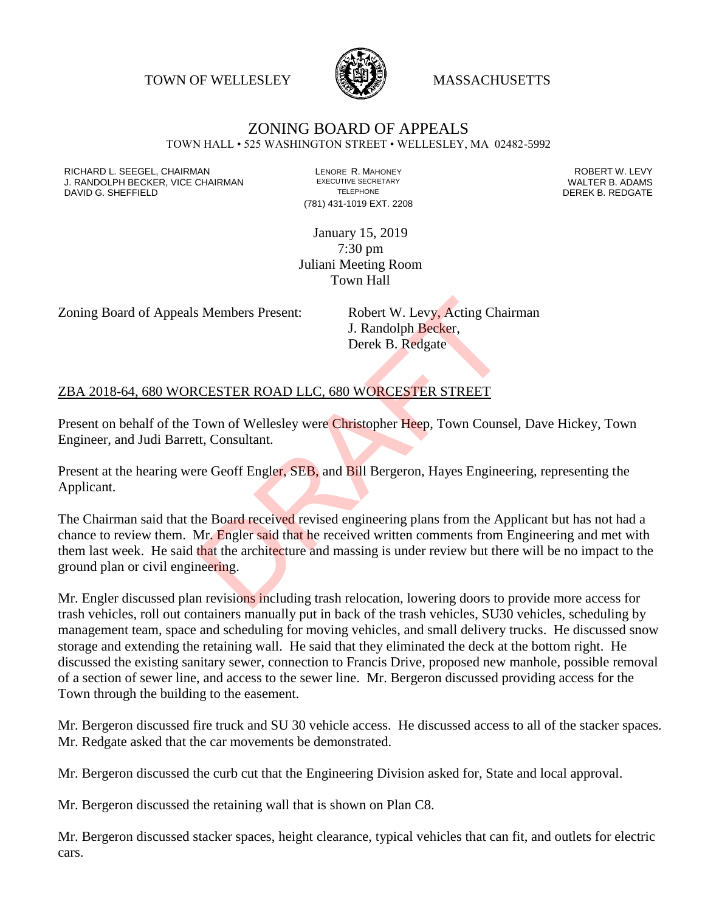TOWN OF WELLESLEY MASSACHUSETTS

# ZONING BOARD OF APPEALS

TOWN HALL • 525 WASHINGTON STREET • WELLESLEY, MA 02482-5992

RICHARD L. SEEGEL, CHAIRMAN
J. RANDOLPH BECKER, VICE CHAIRMAN
DAVID G. SHEFFIELD

LENORE R. MAHONEY
EXECUTIVE SECRETARY
TELEPHONE
(781) 431-1019 EXT. 2208

ROBERT W. LEVY
WALTER B. ADAMS
DEREK B. REDGATE

January 15, 2019
7:30 pm
Juliani Meeting Room
Town Hall

Zoning Board of Appeals Members Present: Robert W. Levy, Acting Chairman
J. Randolph Becker,
Derek B. Redgate

ZBA 2018-64, 680 WORCESTER ROAD LLC, 680 WORCESTER STREET

Present on behalf of the Town of Wellesley were Christopher Heep, Town Counsel, Dave Hickey, Town Engineer, and Judi Barrett, Consultant.

Present at the hearing were Geoff Engler, SEB, and Bill Bergeron, Hayes Engineering, representing the Applicant.

The Chairman said that the Board received revised engineering plans from the Applicant but has not had a chance to review them. Mr. Engler said that he received written comments from Engineering and met with them last week. He said that the architecture and massing is under review but there will be no impact to the ground plan or civil engineering.

Mr. Engler discussed plan revisions including trash relocation, lowering doors to provide more access for trash vehicles, roll out containers manually put in back of the trash vehicles, SU30 vehicles, scheduling by management team, space and scheduling for moving vehicles, and small delivery trucks. He discussed snow storage and extending the retaining wall. He said that they eliminated the deck at the bottom right. He discussed the existing sanitary sewer, connection to Francis Drive, proposed new manhole, possible removal of a section of sewer line, and access to the sewer line. Mr. Bergeron discussed providing access for the Town through the building to the easement.

Mr. Bergeron discussed fire truck and SU 30 vehicle access. He discussed access to all of the stacker spaces. Mr. Redgate asked that the car movements be demonstrated.

Mr. Bergeron discussed the curb cut that the Engineering Division asked for, State and local approval.

Mr. Bergeron discussed the retaining wall that is shown on Plan C8.

Mr. Bergeron discussed stacker spaces, height clearance, typical vehicles that can fit, and outlets for electric cars.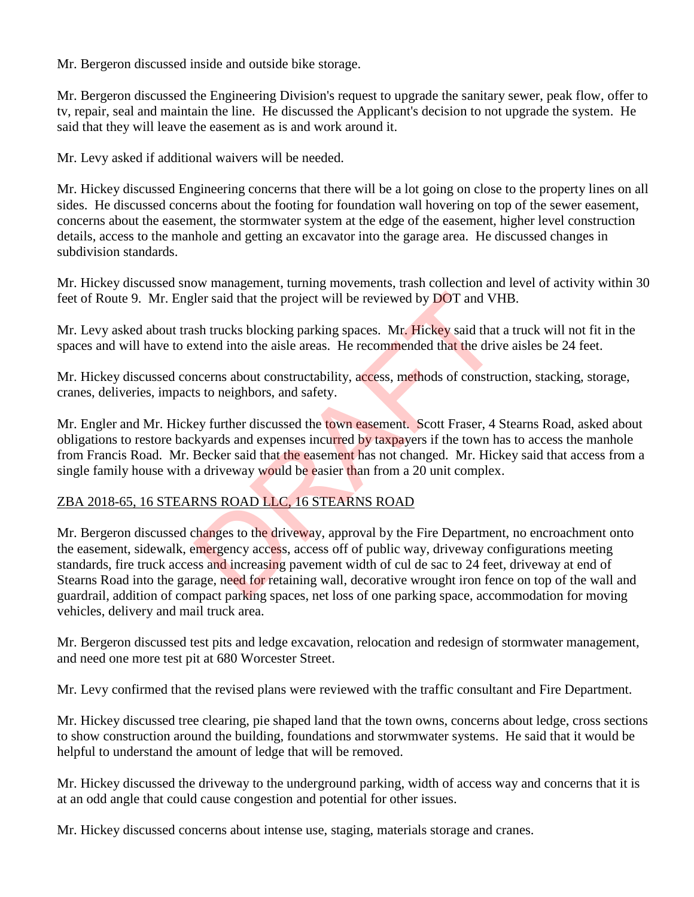Mr. Bergeron discussed inside and outside bike storage.

Mr. Bergeron discussed the Engineering Division's request to upgrade the sanitary sewer, peak flow, offer to tv, repair, seal and maintain the line. He discussed the Applicant's decision to not upgrade the system. He said that they will leave the easement as is and work around it.

Mr. Levy asked if additional waivers will be needed.

Mr. Hickey discussed Engineering concerns that there will be a lot going on close to the property lines on all sides. He discussed concerns about the footing for foundation wall hovering on top of the sewer easement, concerns about the easement, the stormwater system at the edge of the easement, higher level construction details, access to the manhole and getting an excavator into the garage area. He discussed changes in subdivision standards.

Mr. Hickey discussed snow management, turning movements, trash collection and level of activity within 30 feet of Route 9. Mr. Engler said that the project will be reviewed by DOT and VHB.

Mr. Levy asked about trash trucks blocking parking spaces. Mr. Hickey said that a truck will not fit in the spaces and will have to extend into the aisle areas. He recommended that the drive aisles be 24 feet.

Mr. Hickey discussed concerns about constructability, access, methods of construction, stacking, storage, cranes, deliveries, impacts to neighbors, and safety.

Mr. Engler and Mr. Hickey further discussed the town easement. Scott Fraser, 4 Stearns Road, asked about obligations to restore backyards and expenses incurred by taxpayers if the town has to access the manhole from Francis Road. Mr. Becker said that the easement has not changed. Mr. Hickey said that access from a single family house with a driveway would be easier than from a 20 unit complex.

<u>ZBA 2018-65, 16 STEARNS ROAD LLC, 16 STEARNS ROAD</u>

Mr. Bergeron discussed changes to the driveway, approval by the Fire Department, no encroachment onto the easement, sidewalk, emergency access, access off of public way, driveway configurations meeting standards, fire truck access and increasing pavement width of cul de sac to 24 feet, driveway at end of Stearns Road into the garage, need for retaining wall, decorative wrought iron fence on top of the wall and guardrail, addition of compact parking spaces, net loss of one parking space, accommodation for moving vehicles, delivery and mail truck area.

Mr. Bergeron discussed test pits and ledge excavation, relocation and redesign of stormwater management, and need one more test pit at 680 Worcester Street.

Mr. Levy confirmed that the revised plans were reviewed with the traffic consultant and Fire Department.

Mr. Hickey discussed tree clearing, pie shaped land that the town owns, concerns about ledge, cross sections to show construction around the building, foundations and storwmwater systems. He said that it would be helpful to understand the amount of ledge that will be removed.

Mr. Hickey discussed the driveway to the underground parking, width of access way and concerns that it is at an odd angle that could cause congestion and potential for other issues.

Mr. Hickey discussed concerns about intense use, staging, materials storage and cranes.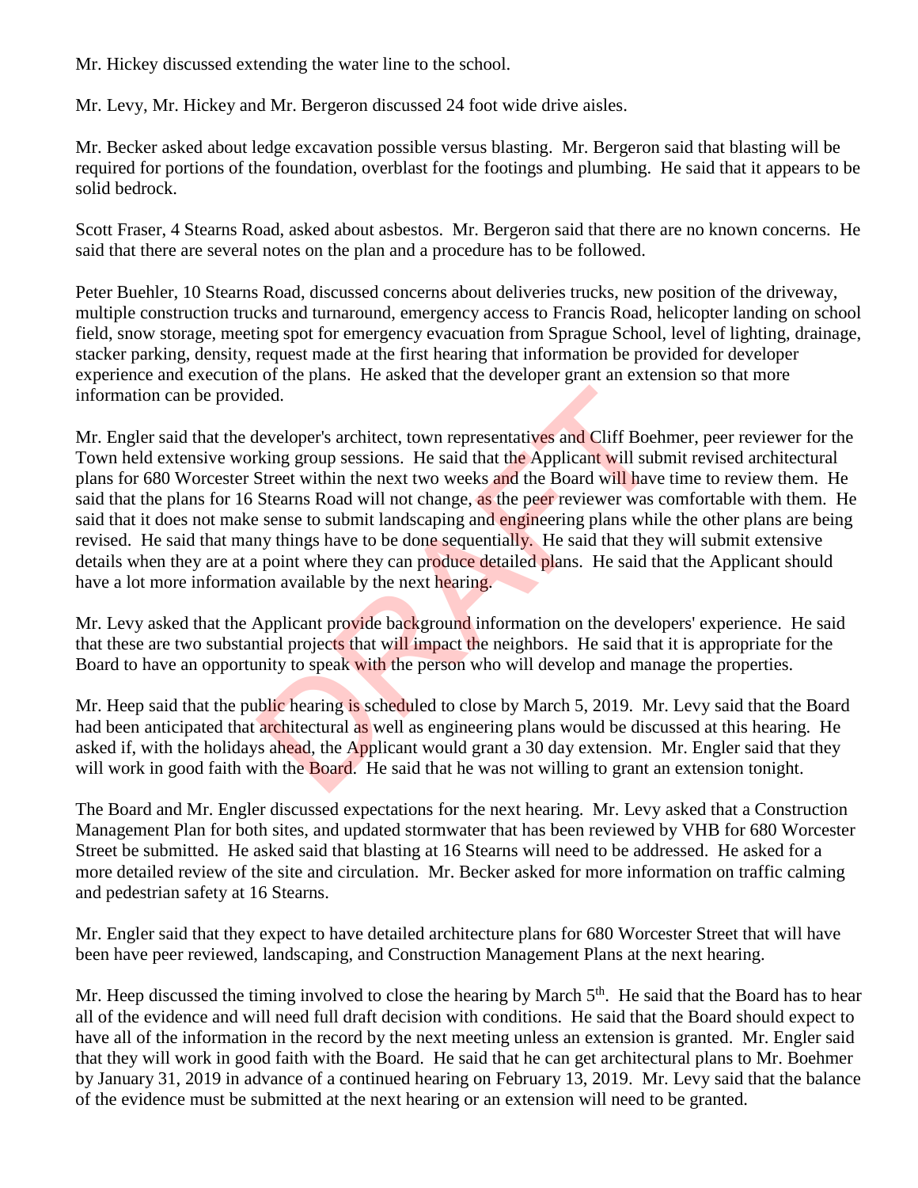Mr. Hickey discussed extending the water line to the school.

Mr. Levy, Mr. Hickey and Mr. Bergeron discussed 24 foot wide drive aisles.

Mr. Becker asked about ledge excavation possible versus blasting. Mr. Bergeron said that blasting will be required for portions of the foundation, overblast for the footings and plumbing. He said that it appears to be solid bedrock.

Scott Fraser, 4 Stearns Road, asked about asbestos. Mr. Bergeron said that there are no known concerns. He said that there are several notes on the plan and a procedure has to be followed.

Peter Buehler, 10 Stearns Road, discussed concerns about deliveries trucks, new position of the driveway, multiple construction trucks and turnaround, emergency access to Francis Road, helicopter landing on school field, snow storage, meeting spot for emergency evacuation from Sprague School, level of lighting, drainage, stacker parking, density, request made at the first hearing that information be provided for developer experience and execution of the plans. He asked that the developer grant an extension so that more information can be provided.

Mr. Engler said that the developer's architect, town representatives and Cliff Boehmer, peer reviewer for the Town held extensive working group sessions. He said that the Applicant will submit revised architectural plans for 680 Worcester Street within the next two weeks and the Board will have time to review them. He said that the plans for 16 Stearns Road will not change, as the peer reviewer was comfortable with them. He said that it does not make sense to submit landscaping and engineering plans while the other plans are being revised. He said that many things have to be done sequentially. He said that they will submit extensive details when they are at a point where they can produce detailed plans. He said that the Applicant should have a lot more information available by the next hearing.

Mr. Levy asked that the Applicant provide background information on the developers' experience. He said that these are two substantial projects that will impact the neighbors. He said that it is appropriate for the Board to have an opportunity to speak with the person who will develop and manage the properties.

Mr. Heep said that the public hearing is scheduled to close by March 5, 2019. Mr. Levy said that the Board had been anticipated that architectural as well as engineering plans would be discussed at this hearing. He asked if, with the holidays ahead, the Applicant would grant a 30 day extension. Mr. Engler said that they will work in good faith with the Board. He said that he was not willing to grant an extension tonight.

The Board and Mr. Engler discussed expectations for the next hearing. Mr. Levy asked that a Construction Management Plan for both sites, and updated stormwater that has been reviewed by VHB for 680 Worcester Street be submitted. He asked said that blasting at 16 Stearns will need to be addressed. He asked for a more detailed review of the site and circulation. Mr. Becker asked for more information on traffic calming and pedestrian safety at 16 Stearns.

Mr. Engler said that they expect to have detailed architecture plans for 680 Worcester Street that will have been have peer reviewed, landscaping, and Construction Management Plans at the next hearing.

Mr. Heep discussed the timing involved to close the hearing by March 5th. He said that the Board has to hear all of the evidence and will need full draft decision with conditions. He said that the Board should expect to have all of the information in the record by the next meeting unless an extension is granted. Mr. Engler said that they will work in good faith with the Board. He said that he can get architectural plans to Mr. Boehmer by January 31, 2019 in advance of a continued hearing on February 13, 2019. Mr. Levy said that the balance of the evidence must be submitted at the next hearing or an extension will need to be granted.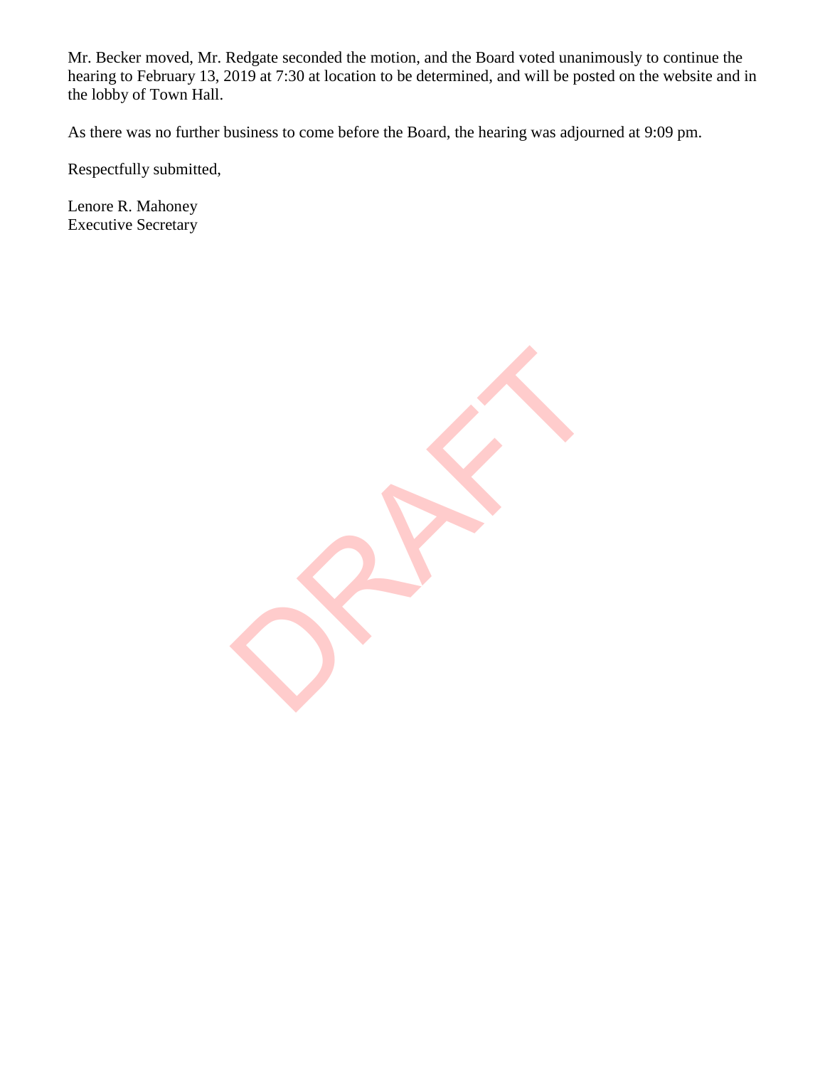Mr. Becker moved, Mr. Redgate seconded the motion, and the Board voted unanimously to continue the hearing to February 13, 2019 at 7:30 at location to be determined, and will be posted on the website and in the lobby of Town Hall.

As there was no further business to come before the Board, the hearing was adjourned at 9:09 pm.

Respectfully submitted,

Lenore R. Mahoney
Executive Secretary

DRAFT